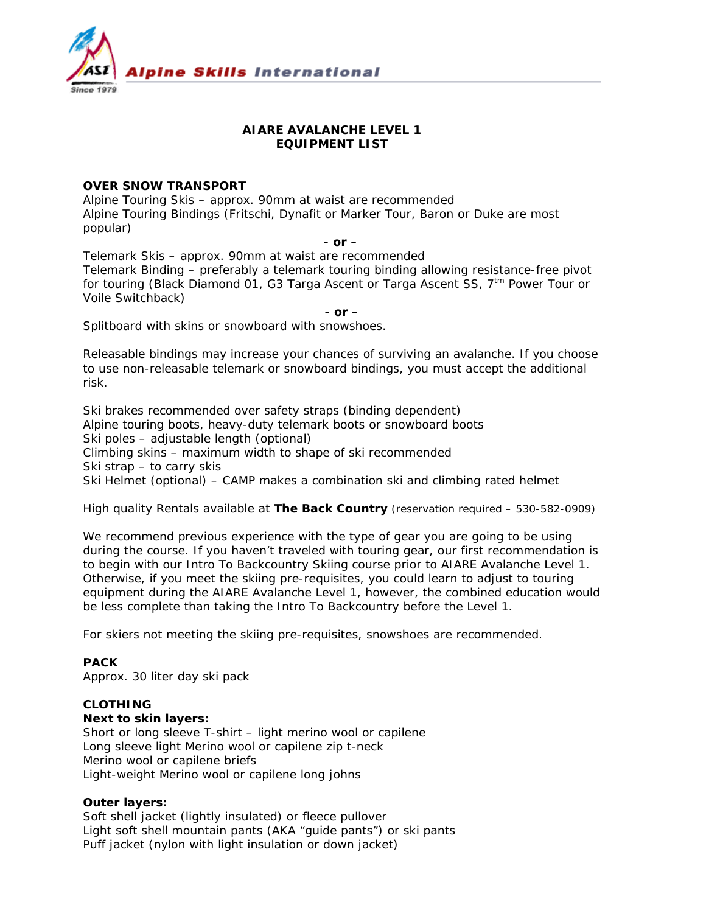Alpine Skills International

Since 1979

# AIARE AVALANCHE LEVEL 1
# EQUIPMENT LIST

**OVER SNOW TRANSPORT**

Alpine Touring Skis – approx. 90mm at waist are recommended
Alpine Touring Bindings (Fritschi, Dynafit or Marker Tour, Baron or Duke are most popular)

**- or –**

Telemark Skis – approx. 90mm at waist are recommended
Telemark Binding – preferably a telemark touring binding allowing resistance-free pivot for touring (Black Diamond 01, G3 Targa Ascent or Targa Ascent SS, 7tm Power Tour or Voile Switchback)

**- or –**

Splitboard with skins or snowboard with snowshoes.

Releasable bindings may increase your chances of surviving an avalanche. If you choose to use non-releasable telemark or snowboard bindings, you must accept the additional risk.

Ski brakes recommended over safety straps (binding dependent)
Alpine touring boots, heavy-duty telemark boots or snowboard boots
Ski poles – adjustable length (optional)
Climbing skins – maximum width to shape of ski recommended
Ski strap – to carry skis
Ski Helmet (optional) – CAMP makes a combination ski and climbing rated helmet

High quality Rentals available at **The Back Country** (reservation required – 530-582-0909)

We recommend previous experience with the type of gear you are going to be using during the course. If you haven't traveled with touring gear, our first recommendation is to begin with our Intro To Backcountry Skiing course prior to AIARE Avalanche Level 1. Otherwise, if you meet the skiing pre-requisites, you could learn to adjust to touring equipment during the AIARE Avalanche Level 1, however, the combined education would be less complete than taking the Intro To Backcountry before the Level 1.

For skiers not meeting the skiing pre-requisites, snowshoes are recommended.

**PACK**

Approx. 30 liter day ski pack

**CLOTHING**

**Next to skin layers:**

Short or long sleeve T-shirt – light merino wool or capilene
Long sleeve light Merino wool or capilene zip t-neck
Merino wool or capilene briefs
Light-weight Merino wool or capilene long johns

**Outer layers:**

Soft shell jacket (lightly insulated) or fleece pullover
Light soft shell mountain pants (AKA "guide pants") or ski pants
Puff jacket (nylon with light insulation or down jacket)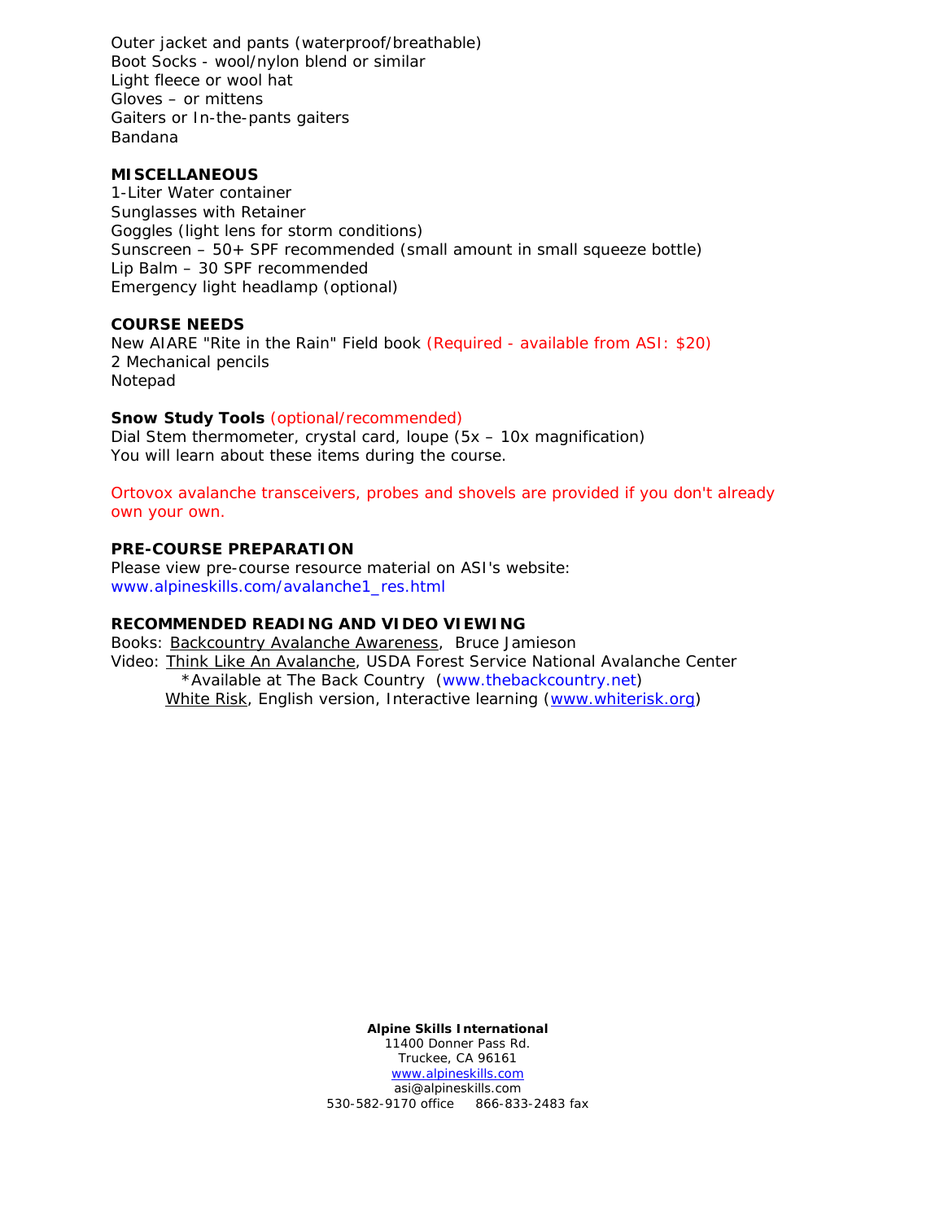Outer jacket and pants (waterproof/breathable)
Boot Socks - wool/nylon blend or similar
Light fleece or wool hat
Gloves – or mittens
Gaiters or In-the-pants gaiters
Bandana

**MISCELLANEOUS**

1-Liter Water container
Sunglasses with Retainer
Goggles (light lens for storm conditions)
Sunscreen – 50+ SPF recommended (small amount in small squeeze bottle)
Lip Balm – 30 SPF recommended
Emergency light headlamp (optional)

**COURSE NEEDS**

New AIARE "Rite in the Rain" Field book (Required - available from ASI: $20)
2 Mechanical pencils
Notepad

**Snow Study Tools** (optional/recommended)
Dial Stem thermometer, crystal card, loupe (5x – 10x magnification)
You will learn about these items during the course.

Ortovox avalanche transceivers, probes and shovels are provided if you don't already own your own.

**PRE-COURSE PREPARATION**

Please view pre-course resource material on ASI's website:
www.alpineskills.com/avalanche1_res.html

**RECOMMENDED READING AND VIDEO VIEWING**

Books: Backcountry Avalanche Awareness, Bruce Jamieson
Video: Think Like An Avalanche, USDA Forest Service National Avalanche Center
*Available at The Back Country (www.thebackcountry.net)
White Risk, English version, Interactive learning (www.whiterisk.org)

**Alpine Skills International**
11400 Donner Pass Rd.
Truckee, CA 96161
www.alpineskills.com
asi@alpineskills.com
530-582-9170 office 866-833-2483 fax